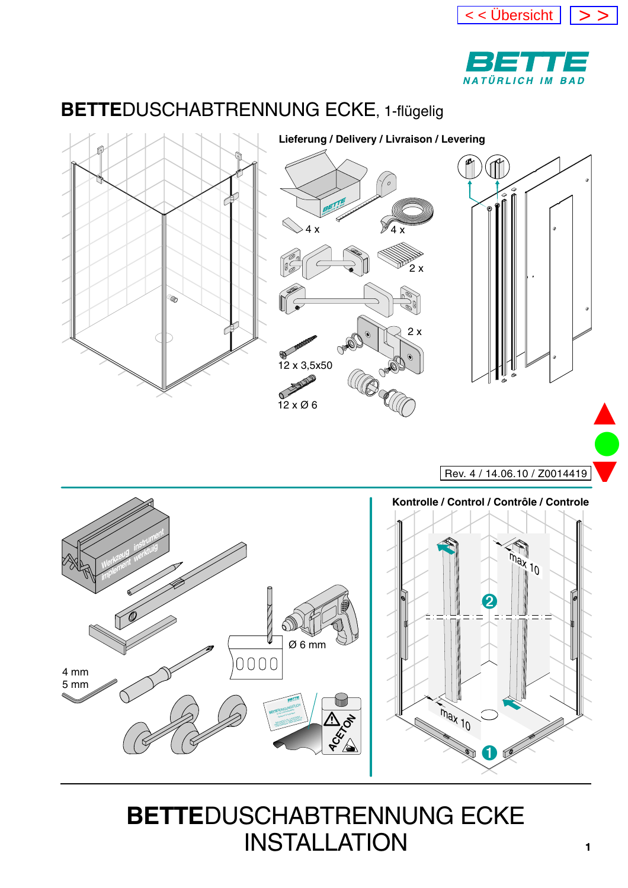<< Übersicht | >>

BETTE
NATÜRLICH IM BAD

# BETTEDUSCHABTRENNUNG ECKE, 1-flügelig

**Lieferung / Delivery / Livraison / Levering**

4 x

4 x

2 x

2 x

12 x 3,5x50

12 x Ø 6

Rev. 4 / 14.06.10 / Z0014419

Werkzeug instrument implement werktuig

4 mm
5 mm

Ø 6 mm

ACETON

**Kontrolle / Control / Contrôle / Controle**

max 10

max 10

# BETTEDUSCHABTRENNUNG ECKE INSTALLATION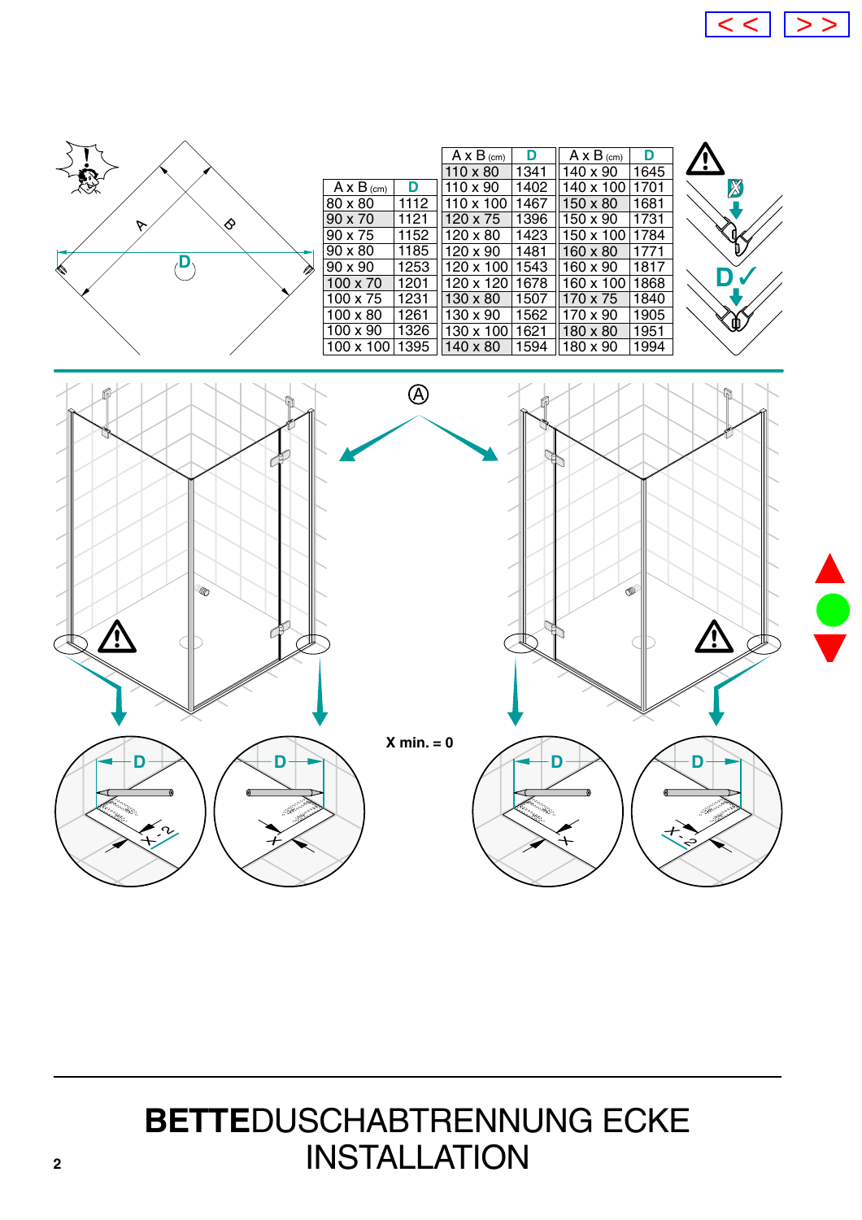| A x B (cm) | D |
|---|---|
| 80 x 80 | 1112 |
| 90 x 70 | 1121 |
| 90 x 75 | 1152 |
| 90 x 80 | 1185 |
| 90 x 90 | 1253 |
| 100 x 70 | 1201 |
| 100 x 75 | 1231 |
| 100 x 80 | 1261 |
| 100 x 90 | 1326 |
| 100 x 100 | 1395 |

| A x B (cm) | D |
|---|---|
| 110 x 80 | 1341 |
| 110 x 90 | 1402 |
| 110 x 100 | 1467 |
| 120 x 75 | 1396 |
| 120 x 80 | 1423 |
| 120 x 90 | 1481 |
| 120 x 100 | 1543 |
| 120 x 120 | 1678 |
| 130 x 80 | 1507 |
| 130 x 90 | 1562 |
| 130 x 100 | 1621 |
| 140 x 80 | 1594 |

| A x B (cm) | D |
|---|---|
| 140 x 90 | 1645 |
| 140 x 100 | 1701 |
| 150 x 80 | 1681 |
| 150 x 90 | 1731 |
| 150 x 100 | 1784 |
| 160 x 80 | 1771 |
| 160 x 90 | 1817 |
| 160 x 100 | 1868 |
| 170 x 75 | 1840 |
| 170 x 90 | 1905 |
| 180 x 80 | 1951 |
| 180 x 90 | 1994 |

X min. = 0

# BETTEDUSCHABTRENNUNG ECKE INSTALLATION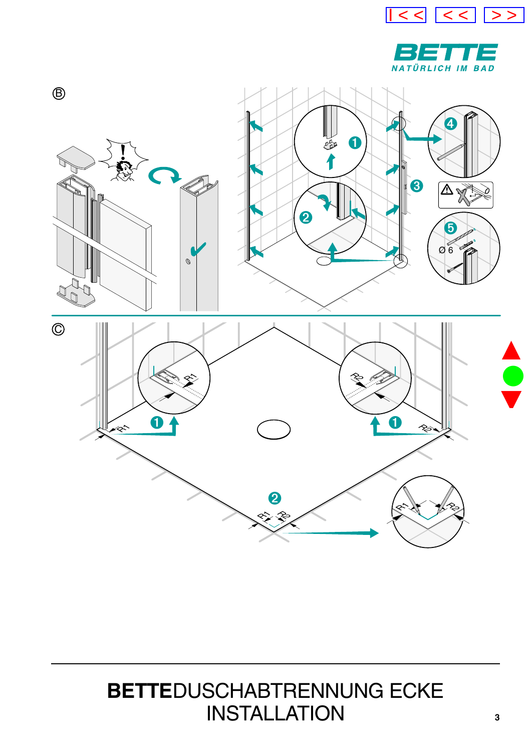Ⓑ

Ⓒ

BETTEDUSCHABTRENNUNG ECKE
INSTALLATION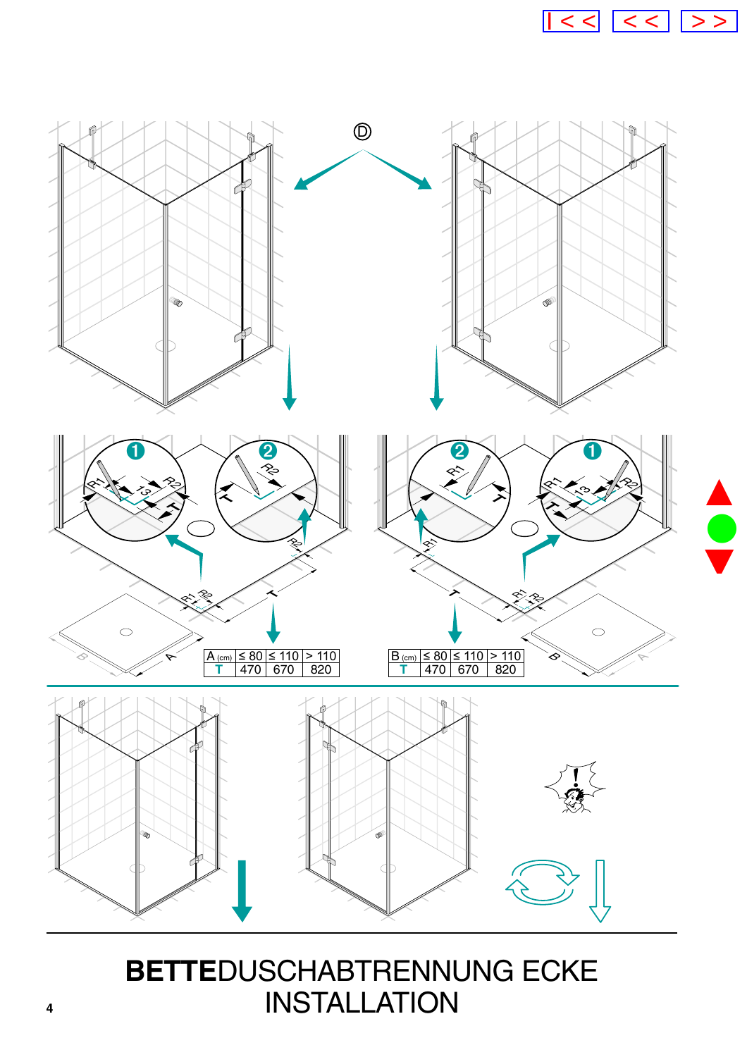| A (cm) | ≤ 80 | ≤ 110 | > 110 |
|---|---|---|---|
| T | 470 | 670 | 820 |

| B (cm) | ≤ 80 | ≤ 110 | > 110 |
|---|---|---|---|
| T | 470 | 670 | 820 |

# **BETTE**DUSCHABTRENNUNG ECKE INSTALLATION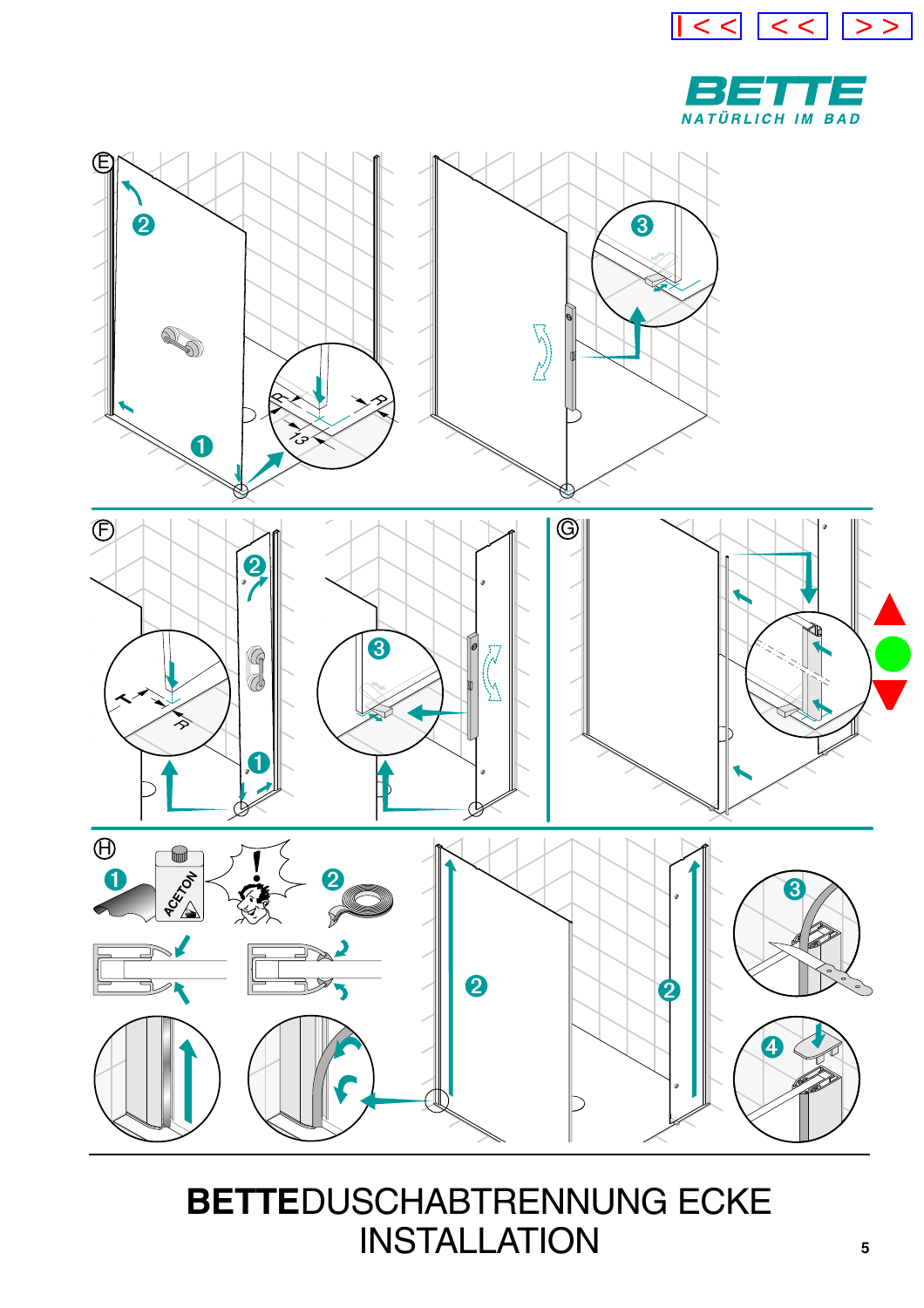# BETTEDUSCHABTRENNUNG ECKE INSTALLATION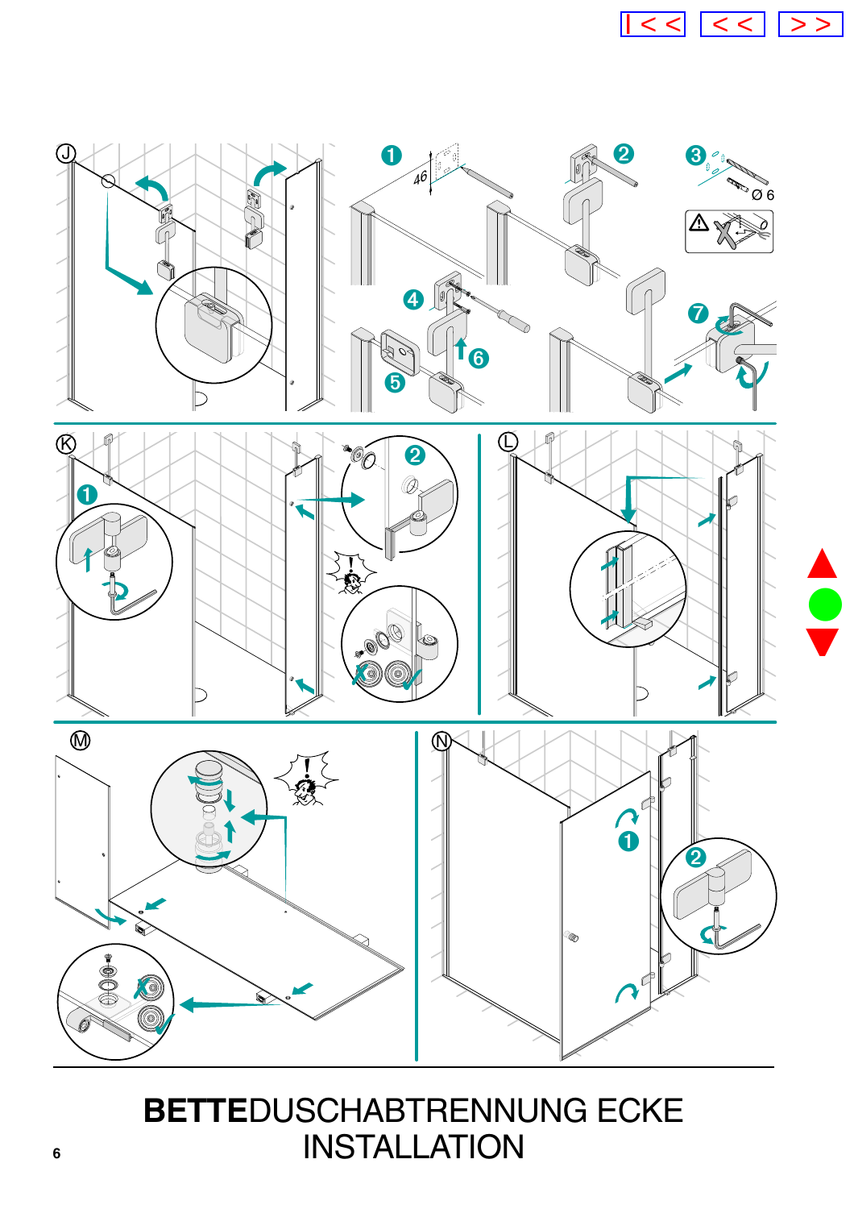J

1 46

2

3 Ø 6

4

5

6

7

K

1

2

L

M

N

1

2

**BETTE**DUSCHABTRENNUNG ECKE
INSTALLATION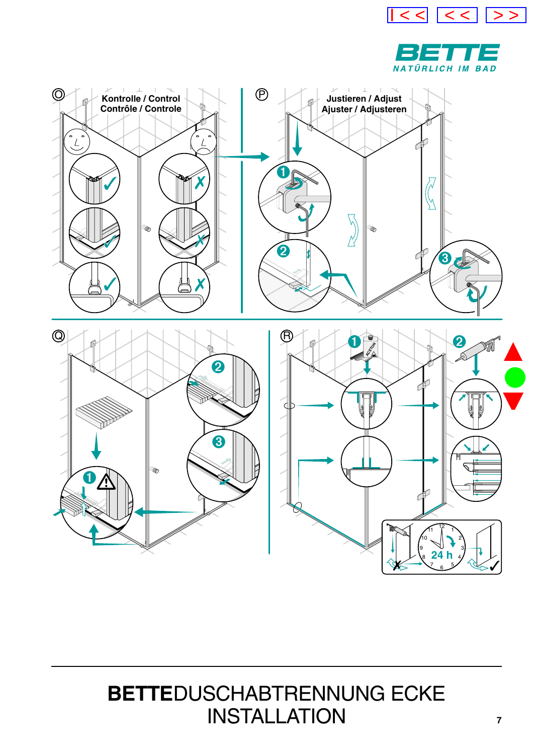Ⓞ Kontrolle / Control
Contrôle / Controle

Ⓟ Justieren / Adjust
Ajuster / Adjusteren

Ⓠ

Ⓡ

ACETON

24 h

# BETTEDUSCHABTRENNUNG ECKE INSTALLATION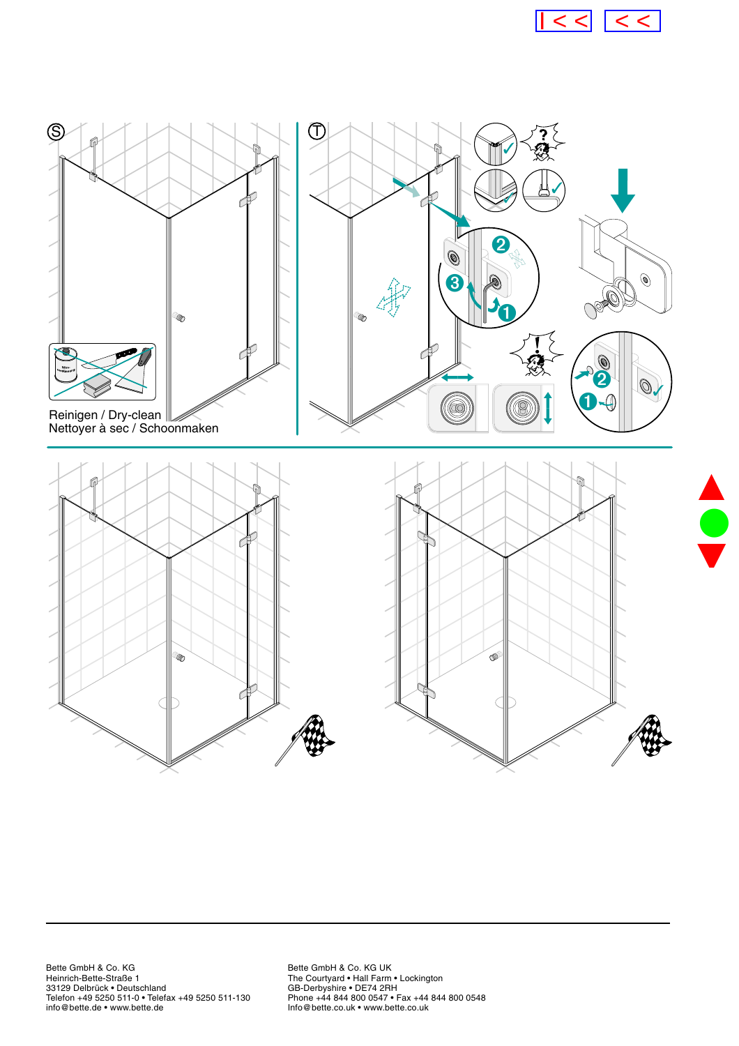Ⓢ

Reinigen / Dry-clean
Nettoyer à sec / Schoonmaken

Ⓣ

Bette GmbH & Co. KG
Heinrich-Bette-Straße 1
33129 Delbrück • Deutschland
Telefon +49 5250 511-0 • Telefax +49 5250 511-130
info@bette.de • www.bette.de

Bette GmbH & Co. KG UK
The Courtyard • Hall Farm • Lockington
GB-Derbyshire • DE74 2RH
Phone +44 844 800 0547 • Fax +44 844 800 0548
Info@bette.co.uk • www.bette.co.uk